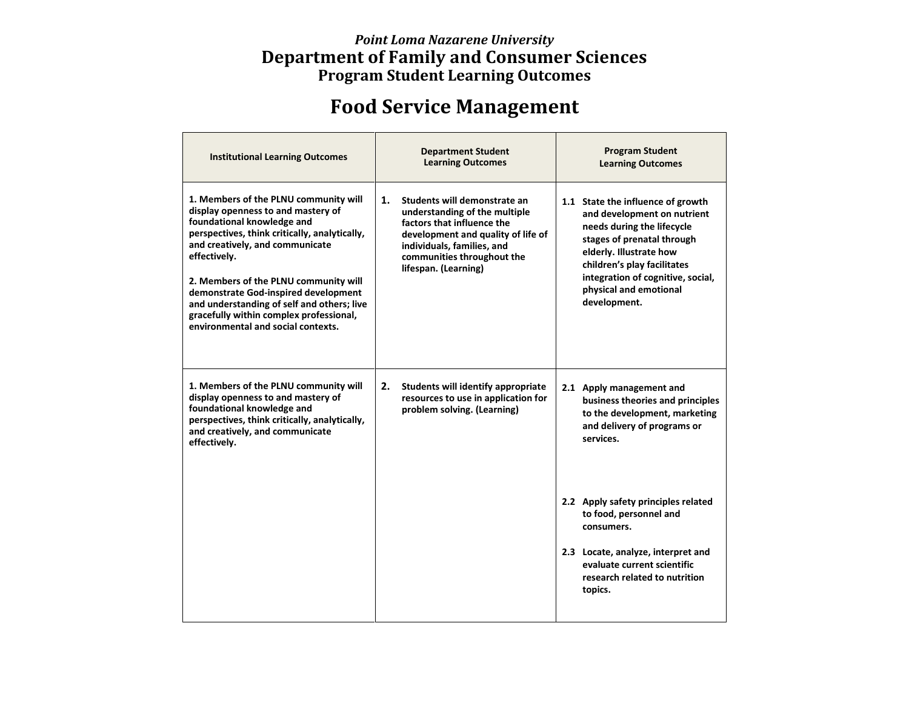*Point Loma Nazarene University*

# Department of Family and Consumer Sciences

## Program Student Learning Outcomes

# Food Service Management

| Institutional Learning Outcomes | Department Student Learning Outcomes | Program Student Learning Outcomes |
|---|---|---|
| **1. Members of the PLNU community will display openness to and mastery of foundational knowledge and perspectives, think critically, analytically, and creatively, and communicate effectively.**<br><br>**2. Members of the PLNU community will demonstrate God-inspired development and understanding of self and others; live gracefully within complex professional, environmental and social contexts.** | **1. Students will demonstrate an understanding of the multiple factors that influence the development and quality of life of individuals, families, and communities throughout the lifespan. (Learning)** | **1.1 State the influence of growth and development on nutrient needs during the lifecycle stages of prenatal through elderly. Illustrate how children's play facilitates integration of cognitive, social, physical and emotional development.** |
| **1. Members of the PLNU community will display openness to and mastery of foundational knowledge and perspectives, think critically, analytically, and creatively, and communicate effectively.** | **2. Students will identify appropriate resources to use in application for problem solving. (Learning)** | **2.1 Apply management and business theories and principles to the development, marketing and delivery of programs or services.**<br><br>**2.2 Apply safety principles related to food, personnel and consumers.**<br><br>**2.3 Locate, analyze, interpret and evaluate current scientific research related to nutrition topics.** |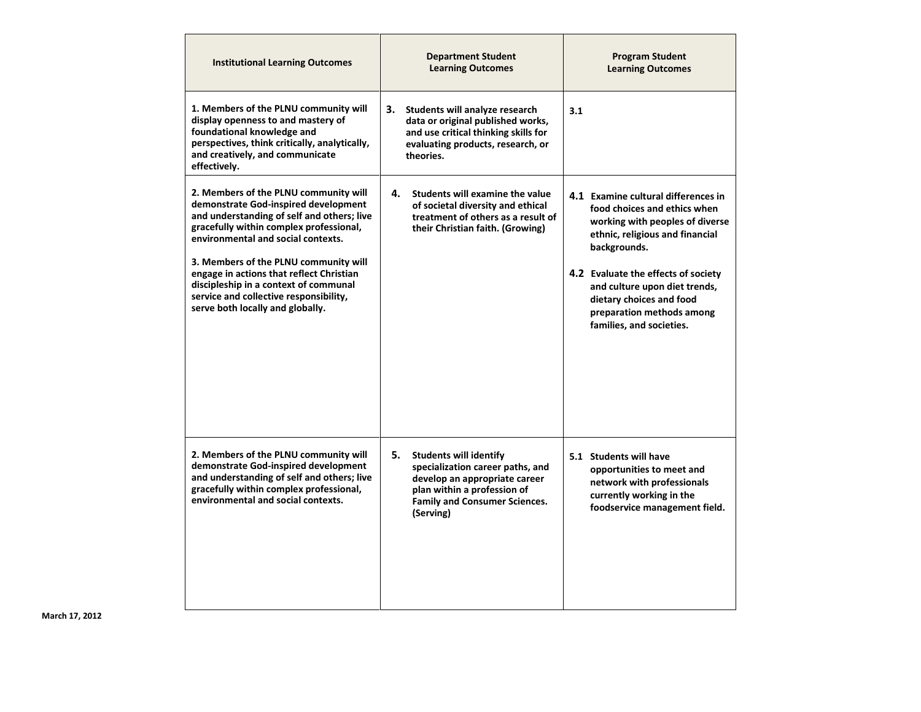| Institutional Learning Outcomes | Department Student Learning Outcomes | Program Student Learning Outcomes |
|---|---|---|
| **1. Members of the PLNU community will display openness to and mastery of foundational knowledge and perspectives, think critically, analytically, and creatively, and communicate effectively.** | **3. Students will analyze research data or original published works, and use critical thinking skills for evaluating products, research, or theories.** | **3.1** |
| **2. Members of the PLNU community will demonstrate God-inspired development and understanding of self and others; live gracefully within complex professional, environmental and social contexts.**<br><br>**3. Members of the PLNU community will engage in actions that reflect Christian discipleship in a context of communal service and collective responsibility, serve both locally and globally.** | **4. Students will examine the value of societal diversity and ethical treatment of others as a result of their Christian faith. (Growing)** | **4.1 Examine cultural differences in food choices and ethics when working with peoples of diverse ethnic, religious and financial backgrounds.**<br><br>**4.2 Evaluate the effects of society and culture upon diet trends, dietary choices and food preparation methods among families, and societies.** |
| **2. Members of the PLNU community will demonstrate God-inspired development and understanding of self and others; live gracefully within complex professional, environmental and social contexts.** | **5. Students will identify specialization career paths, and develop an appropriate career plan within a profession of Family and Consumer Sciences. (Serving)** | **5.1 Students will have opportunities to meet and network with professionals currently working in the foodservice management field.** |

**March 17, 2012**